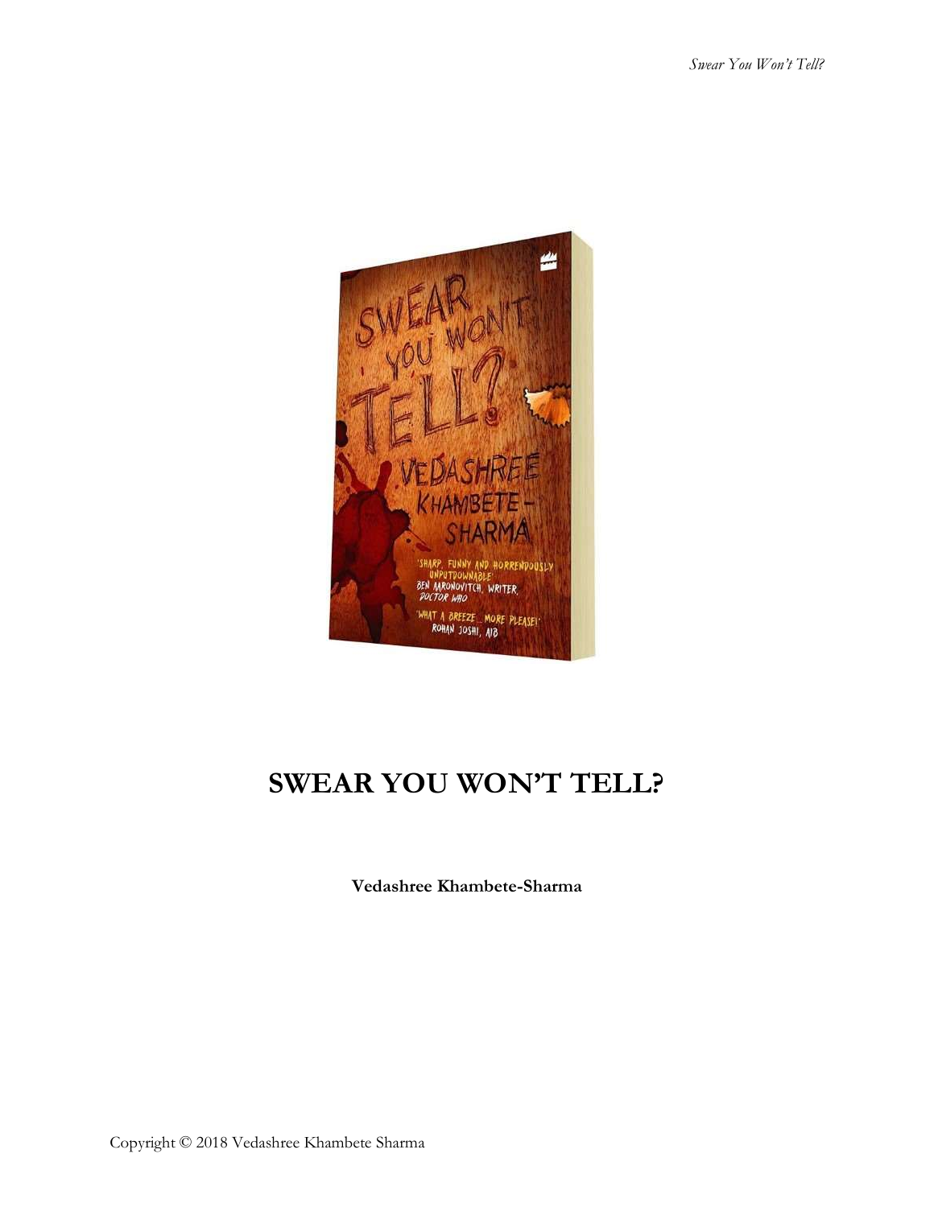# SWEAR YOU WON'T TELL?

**Vedashree Khambete-Sharma**

Copyright © 2018 Vedashree Khambete Sharma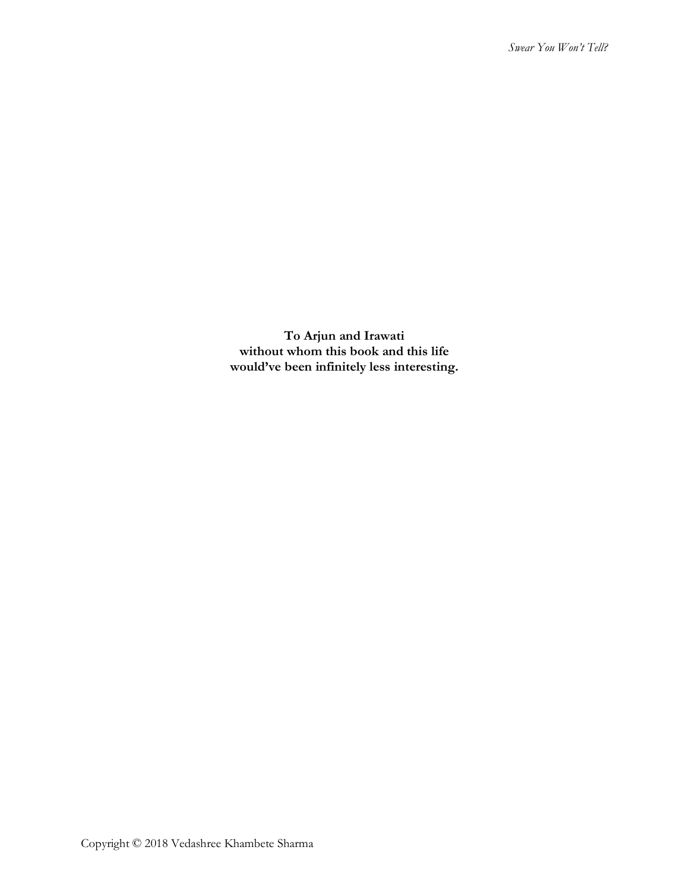**To Arjun and Irawati**
**without whom this book and this life**
**would've been infinitely less interesting.**

Copyright © 2018 Vedashree Khambete Sharma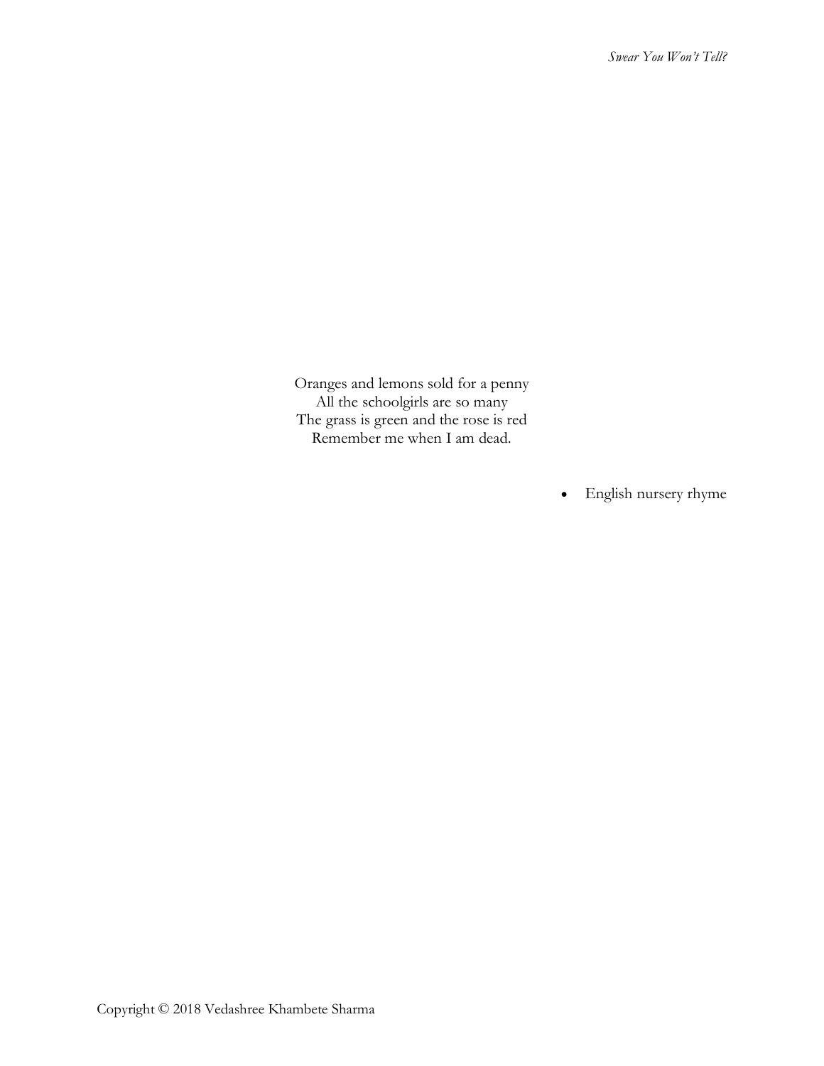Oranges and lemons sold for a penny
All the schoolgirls are so many
The grass is green and the rose is red
Remember me when I am dead.

- English nursery rhyme

Copyright © 2018 Vedashree Khambete Sharma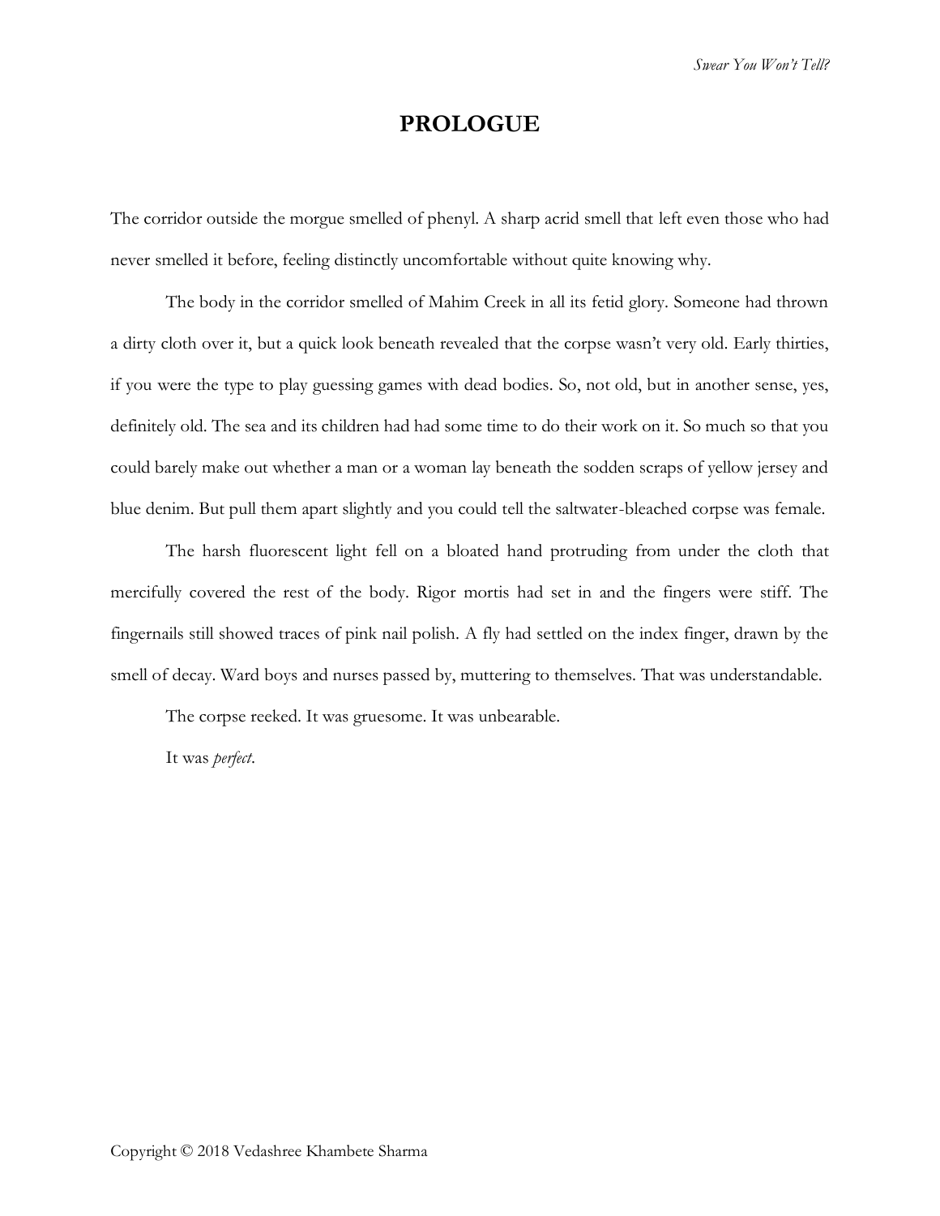# PROLOGUE

The corridor outside the morgue smelled of phenyl. A sharp acrid smell that left even those who had never smelled it before, feeling distinctly uncomfortable without quite knowing why.

The body in the corridor smelled of Mahim Creek in all its fetid glory. Someone had thrown a dirty cloth over it, but a quick look beneath revealed that the corpse wasn't very old. Early thirties, if you were the type to play guessing games with dead bodies. So, not old, but in another sense, yes, definitely old. The sea and its children had had some time to do their work on it. So much so that you could barely make out whether a man or a woman lay beneath the sodden scraps of yellow jersey and blue denim. But pull them apart slightly and you could tell the saltwater-bleached corpse was female.

The harsh fluorescent light fell on a bloated hand protruding from under the cloth that mercifully covered the rest of the body. Rigor mortis had set in and the fingers were stiff. The fingernails still showed traces of pink nail polish. A fly had settled on the index finger, drawn by the smell of decay. Ward boys and nurses passed by, muttering to themselves. That was understandable.

The corpse reeked. It was gruesome. It was unbearable.

It was *perfect*.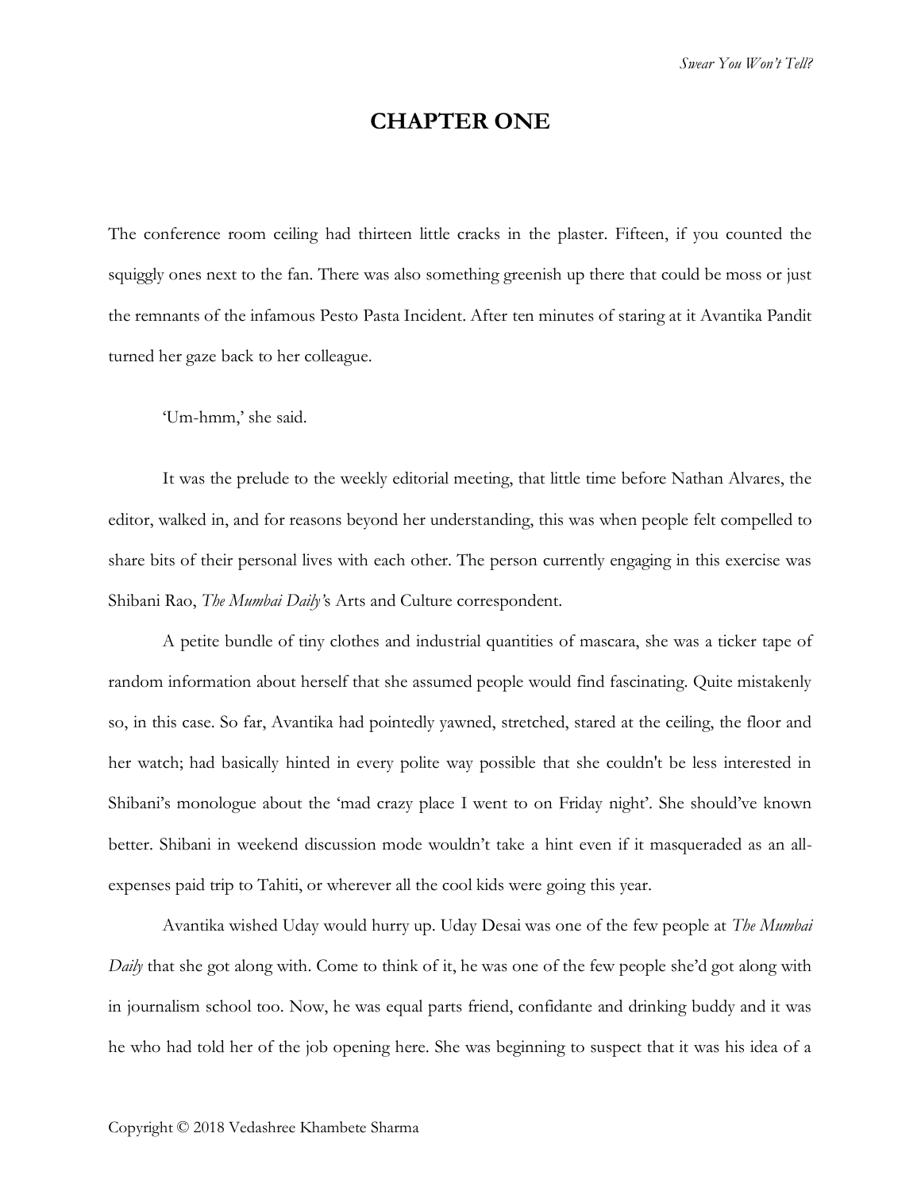# CHAPTER ONE

The conference room ceiling had thirteen little cracks in the plaster. Fifteen, if you counted the squiggly ones next to the fan. There was also something greenish up there that could be moss or just the remnants of the infamous Pesto Pasta Incident. After ten minutes of staring at it Avantika Pandit turned her gaze back to her colleague.

'Um-hmm,' she said.

It was the prelude to the weekly editorial meeting, that little time before Nathan Alvares, the editor, walked in, and for reasons beyond her understanding, this was when people felt compelled to share bits of their personal lives with each other. The person currently engaging in this exercise was Shibani Rao, *The Mumbai Daily'*s Arts and Culture correspondent.

A petite bundle of tiny clothes and industrial quantities of mascara, she was a ticker tape of random information about herself that she assumed people would find fascinating. Quite mistakenly so, in this case. So far, Avantika had pointedly yawned, stretched, stared at the ceiling, the floor and her watch; had basically hinted in every polite way possible that she couldn't be less interested in Shibani's monologue about the 'mad crazy place I went to on Friday night'. She should've known better. Shibani in weekend discussion mode wouldn't take a hint even if it masqueraded as an all-expenses paid trip to Tahiti, or wherever all the cool kids were going this year.

Avantika wished Uday would hurry up. Uday Desai was one of the few people at *The Mumbai Daily* that she got along with. Come to think of it, he was one of the few people she'd got along with in journalism school too. Now, he was equal parts friend, confidante and drinking buddy and it was he who had told her of the job opening here. She was beginning to suspect that it was his idea of a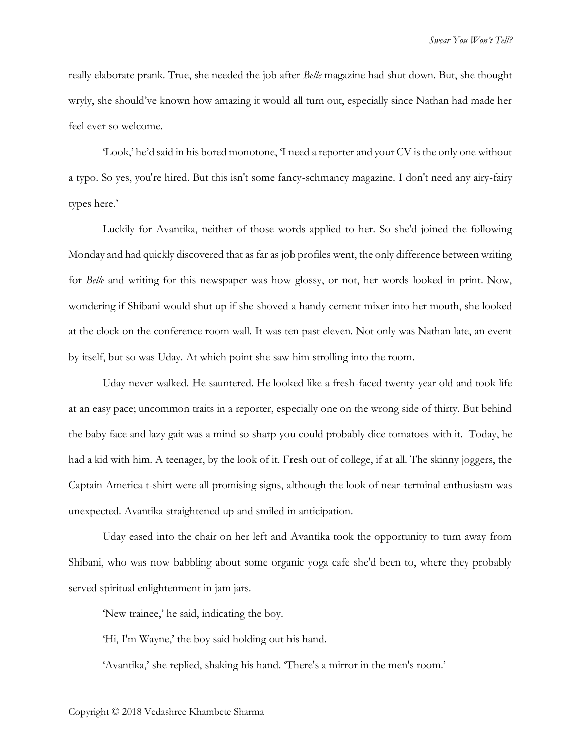really elaborate prank. True, she needed the job after *Belle* magazine had shut down. But, she thought wryly, she should've known how amazing it would all turn out, especially since Nathan had made her feel ever so welcome.

'Look,' he'd said in his bored monotone, 'I need a reporter and your CV is the only one without a typo. So yes, you're hired. But this isn't some fancy-schmancy magazine. I don't need any airy-fairy types here.'

Luckily for Avantika, neither of those words applied to her. So she'd joined the following Monday and had quickly discovered that as far as job profiles went, the only difference between writing for *Belle* and writing for this newspaper was how glossy, or not, her words looked in print. Now, wondering if Shibani would shut up if she shoved a handy cement mixer into her mouth, she looked at the clock on the conference room wall. It was ten past eleven. Not only was Nathan late, an event by itself, but so was Uday. At which point she saw him strolling into the room.

Uday never walked. He sauntered. He looked like a fresh-faced twenty-year old and took life at an easy pace; uncommon traits in a reporter, especially one on the wrong side of thirty. But behind the baby face and lazy gait was a mind so sharp you could probably dice tomatoes with it. Today, he had a kid with him. A teenager, by the look of it. Fresh out of college, if at all. The skinny joggers, the Captain America t-shirt were all promising signs, although the look of near-terminal enthusiasm was unexpected. Avantika straightened up and smiled in anticipation.

Uday eased into the chair on her left and Avantika took the opportunity to turn away from Shibani, who was now babbling about some organic yoga cafe she'd been to, where they probably served spiritual enlightenment in jam jars.

'New trainee,' he said, indicating the boy.

'Hi, I'm Wayne,' the boy said holding out his hand.

'Avantika,' she replied, shaking his hand. 'There's a mirror in the men's room.'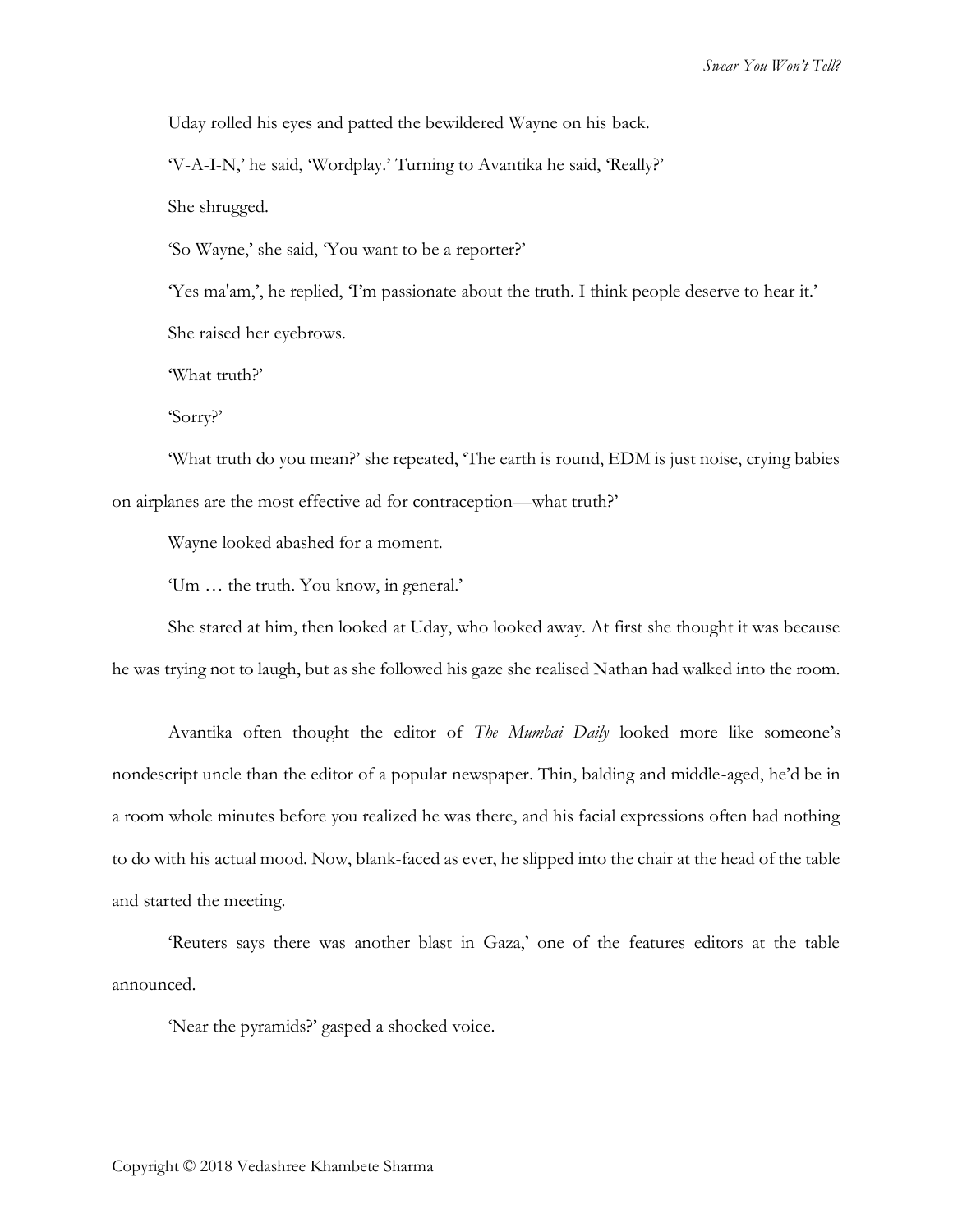Uday rolled his eyes and patted the bewildered Wayne on his back.

'V-A-I-N,' he said, 'Wordplay.' Turning to Avantika he said, 'Really?'

She shrugged.

'So Wayne,' she said, 'You want to be a reporter?'

'Yes ma'am,', he replied, 'I'm passionate about the truth. I think people deserve to hear it.'

She raised her eyebrows.

'What truth?'

'Sorry?'

'What truth do you mean?' she repeated, 'The earth is round, EDM is just noise, crying babies on airplanes are the most effective ad for contraception—what truth?'

Wayne looked abashed for a moment.

'Um … the truth. You know, in general.'

She stared at him, then looked at Uday, who looked away. At first she thought it was because he was trying not to laugh, but as she followed his gaze she realised Nathan had walked into the room.

Avantika often thought the editor of *The Mumbai Daily* looked more like someone's nondescript uncle than the editor of a popular newspaper. Thin, balding and middle-aged, he'd be in a room whole minutes before you realized he was there, and his facial expressions often had nothing to do with his actual mood. Now, blank-faced as ever, he slipped into the chair at the head of the table and started the meeting.

'Reuters says there was another blast in Gaza,' one of the features editors at the table announced.

'Near the pyramids?' gasped a shocked voice.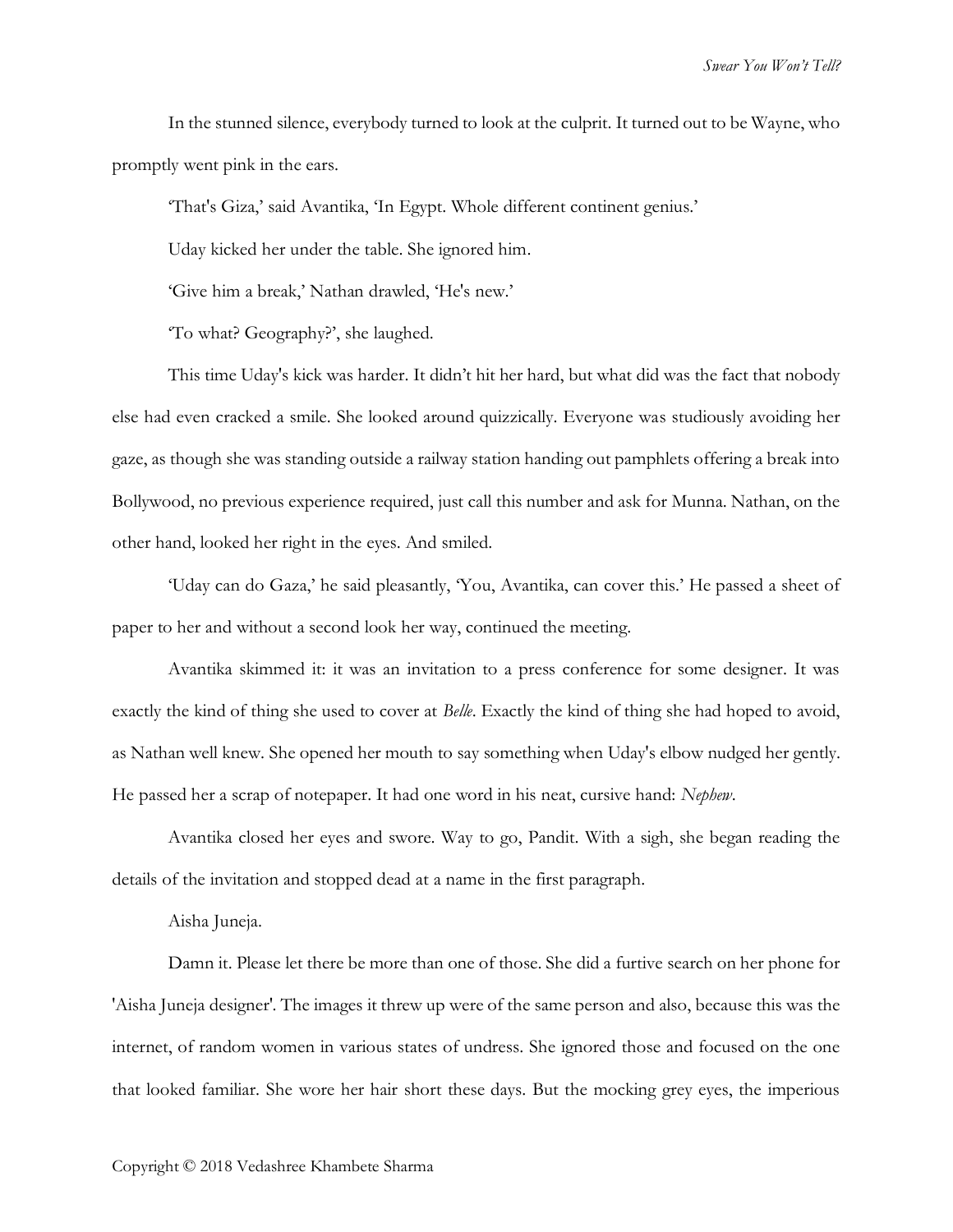In the stunned silence, everybody turned to look at the culprit. It turned out to be Wayne, who promptly went pink in the ears.

'That's Giza,' said Avantika, 'In Egypt. Whole different continent genius.'

Uday kicked her under the table. She ignored him.

'Give him a break,' Nathan drawled, 'He's new.'

'To what? Geography?', she laughed.

This time Uday's kick was harder. It didn't hit her hard, but what did was the fact that nobody else had even cracked a smile. She looked around quizzically. Everyone was studiously avoiding her gaze, as though she was standing outside a railway station handing out pamphlets offering a break into Bollywood, no previous experience required, just call this number and ask for Munna. Nathan, on the other hand, looked her right in the eyes. And smiled.

'Uday can do Gaza,' he said pleasantly, 'You, Avantika, can cover this.' He passed a sheet of paper to her and without a second look her way, continued the meeting.

Avantika skimmed it: it was an invitation to a press conference for some designer. It was exactly the kind of thing she used to cover at *Belle*. Exactly the kind of thing she had hoped to avoid, as Nathan well knew. She opened her mouth to say something when Uday's elbow nudged her gently. He passed her a scrap of notepaper. It had one word in his neat, cursive hand: *Nephew*.

Avantika closed her eyes and swore. Way to go, Pandit. With a sigh, she began reading the details of the invitation and stopped dead at a name in the first paragraph.

Aisha Juneja.

Damn it. Please let there be more than one of those. She did a furtive search on her phone for 'Aisha Juneja designer'. The images it threw up were of the same person and also, because this was the internet, of random women in various states of undress. She ignored those and focused on the one that looked familiar. She wore her hair short these days. But the mocking grey eyes, the imperious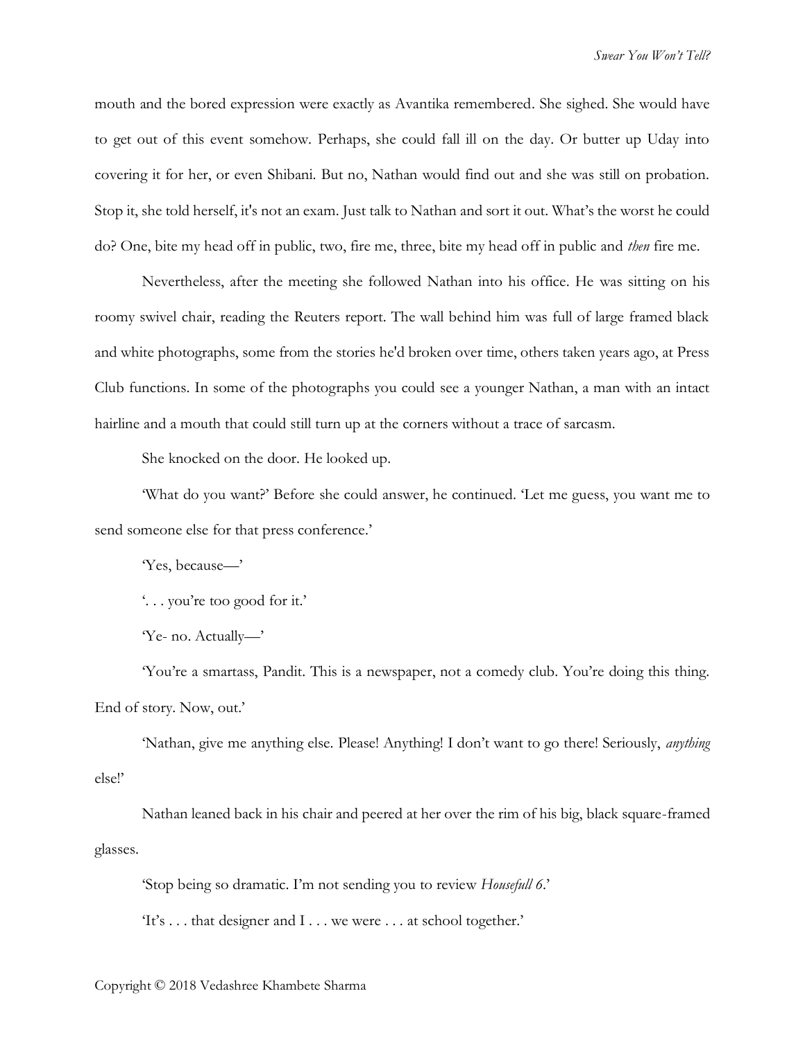mouth and the bored expression were exactly as Avantika remembered. She sighed. She would have to get out of this event somehow. Perhaps, she could fall ill on the day. Or butter up Uday into covering it for her, or even Shibani. But no, Nathan would find out and she was still on probation. Stop it, she told herself, it's not an exam. Just talk to Nathan and sort it out. What's the worst he could do? One, bite my head off in public, two, fire me, three, bite my head off in public and *then* fire me.

Nevertheless, after the meeting she followed Nathan into his office. He was sitting on his roomy swivel chair, reading the Reuters report. The wall behind him was full of large framed black and white photographs, some from the stories he'd broken over time, others taken years ago, at Press Club functions. In some of the photographs you could see a younger Nathan, a man with an intact hairline and a mouth that could still turn up at the corners without a trace of sarcasm.

She knocked on the door. He looked up.

'What do you want?' Before she could answer, he continued. 'Let me guess, you want me to send someone else for that press conference.'

'Yes, because—'

'. . . you're too good for it.'

'Ye- no. Actually—'

'You're a smartass, Pandit. This is a newspaper, not a comedy club. You're doing this thing. End of story. Now, out.'

'Nathan, give me anything else. Please! Anything! I don't want to go there! Seriously, *anything* else!'

Nathan leaned back in his chair and peered at her over the rim of his big, black square-framed glasses.

'Stop being so dramatic. I'm not sending you to review *Housefull 6*.'

'It's . . . that designer and I . . . we were . . . at school together.'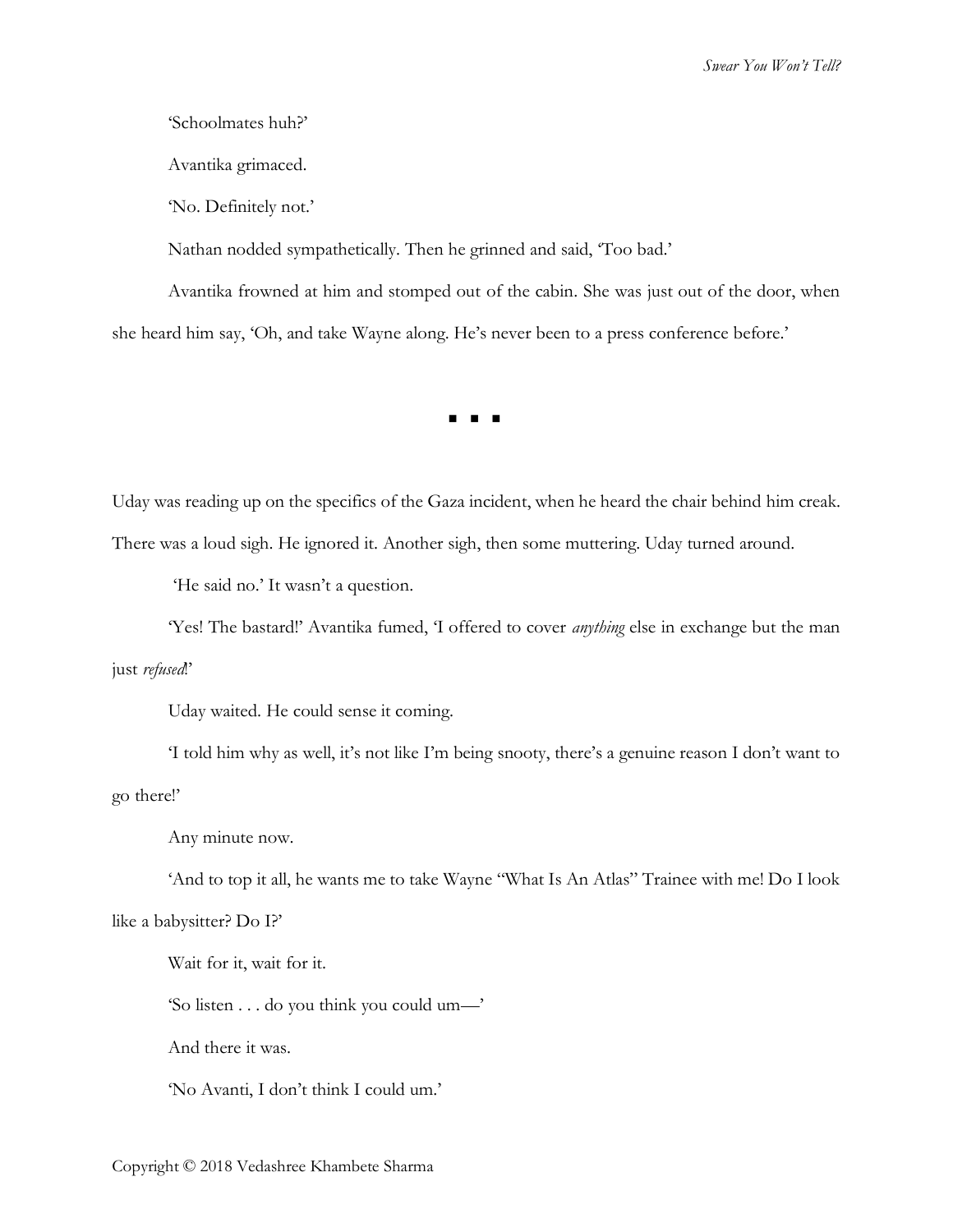'Schoolmates huh?'

Avantika grimaced.

'No. Definitely not.'

Nathan nodded sympathetically. Then he grinned and said, 'Too bad.'

Avantika frowned at him and stomped out of the cabin. She was just out of the door, when she heard him say, 'Oh, and take Wayne along. He's never been to a press conference before.'

■ ■ ■

Uday was reading up on the specifics of the Gaza incident, when he heard the chair behind him creak. There was a loud sigh. He ignored it. Another sigh, then some muttering. Uday turned around.

'He said no.' It wasn't a question.

'Yes! The bastard!' Avantika fumed, 'I offered to cover *anything* else in exchange but the man just *refused*!'

Uday waited. He could sense it coming.

'I told him why as well, it's not like I'm being snooty, there's a genuine reason I don't want to go there!'

Any minute now.

'And to top it all, he wants me to take Wayne "What Is An Atlas" Trainee with me! Do I look like a babysitter? Do I?'

Wait for it, wait for it.

'So listen . . . do you think you could um—'

And there it was.

'No Avanti, I don't think I could um.'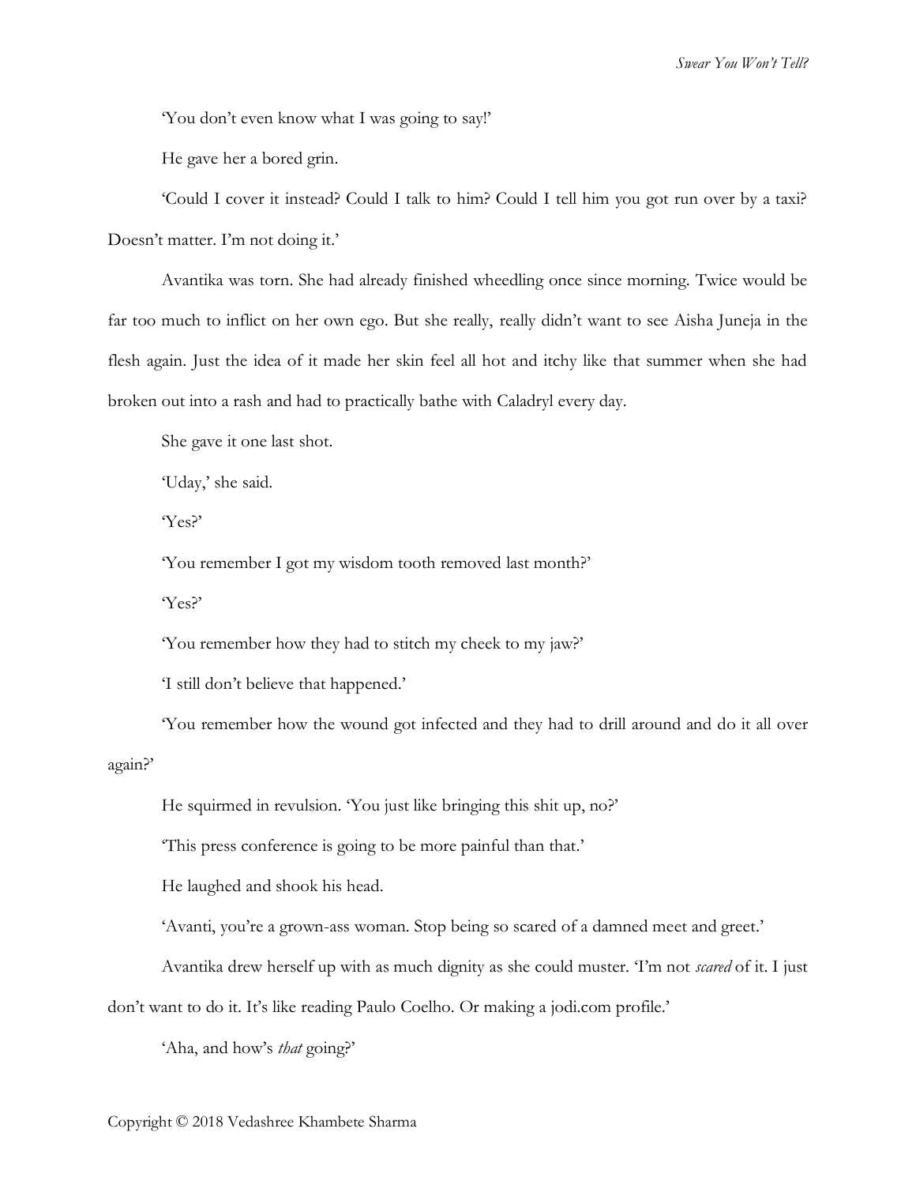'You don't even know what I was going to say!'

He gave her a bored grin.

'Could I cover it instead? Could I talk to him? Could I tell him you got run over by a taxi? Doesn't matter. I'm not doing it.'

Avantika was torn. She had already finished wheedling once since morning. Twice would be far too much to inflict on her own ego. But she really, really didn't want to see Aisha Juneja in the flesh again. Just the idea of it made her skin feel all hot and itchy like that summer when she had broken out into a rash and had to practically bathe with Caladryl every day.

She gave it one last shot.

'Uday,' she said.

'Yes?'

'You remember I got my wisdom tooth removed last month?'

'Yes?'

'You remember how they had to stitch my cheek to my jaw?'

'I still don't believe that happened.'

'You remember how the wound got infected and they had to drill around and do it all over again?'

He squirmed in revulsion. 'You just like bringing this shit up, no?'

'This press conference is going to be more painful than that.'

He laughed and shook his head.

'Avanti, you're a grown-ass woman. Stop being so scared of a damned meet and greet.'

Avantika drew herself up with as much dignity as she could muster. 'I'm not *scared* of it. I just don't want to do it. It's like reading Paulo Coelho. Or making a jodi.com profile.'

'Aha, and how's *that* going?'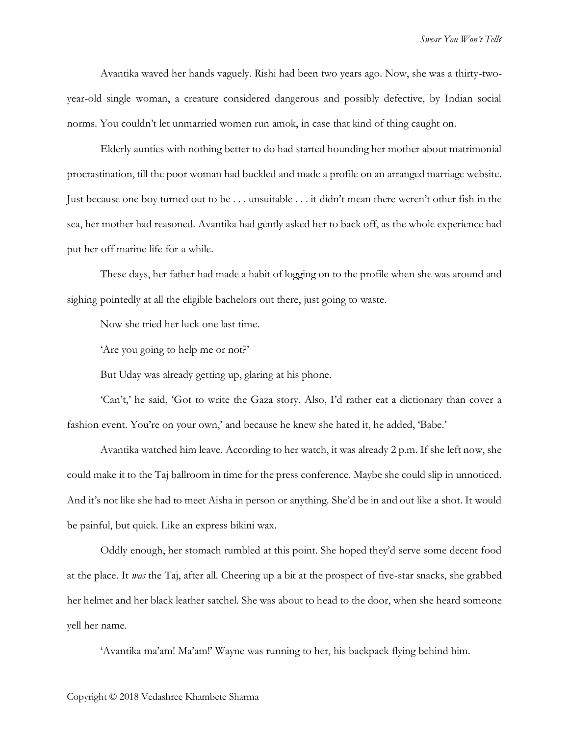Avantika waved her hands vaguely. Rishi had been two years ago. Now, she was a thirty-two-year-old single woman, a creature considered dangerous and possibly defective, by Indian social norms. You couldn't let unmarried women run amok, in case that kind of thing caught on.

Elderly aunties with nothing better to do had started hounding her mother about matrimonial procrastination, till the poor woman had buckled and made a profile on an arranged marriage website. Just because one boy turned out to be . . . unsuitable . . . it didn't mean there weren't other fish in the sea, her mother had reasoned. Avantika had gently asked her to back off, as the whole experience had put her off marine life for a while.

These days, her father had made a habit of logging on to the profile when she was around and sighing pointedly at all the eligible bachelors out there, just going to waste.

Now she tried her luck one last time.

'Are you going to help me or not?'

But Uday was already getting up, glaring at his phone.

'Can't,' he said, 'Got to write the Gaza story. Also, I'd rather eat a dictionary than cover a fashion event. You're on your own,' and because he knew she hated it, he added, 'Babe.'

Avantika watched him leave. According to her watch, it was already 2 p.m. If she left now, she could make it to the Taj ballroom in time for the press conference. Maybe she could slip in unnoticed. And it's not like she had to meet Aisha in person or anything. She'd be in and out like a shot. It would be painful, but quick. Like an express bikini wax.

Oddly enough, her stomach rumbled at this point. She hoped they'd serve some decent food at the place. It *was* the Taj, after all. Cheering up a bit at the prospect of five-star snacks, she grabbed her helmet and her black leather satchel. She was about to head to the door, when she heard someone yell her name.

'Avantika ma'am! Ma'am!' Wayne was running to her, his backpack flying behind him.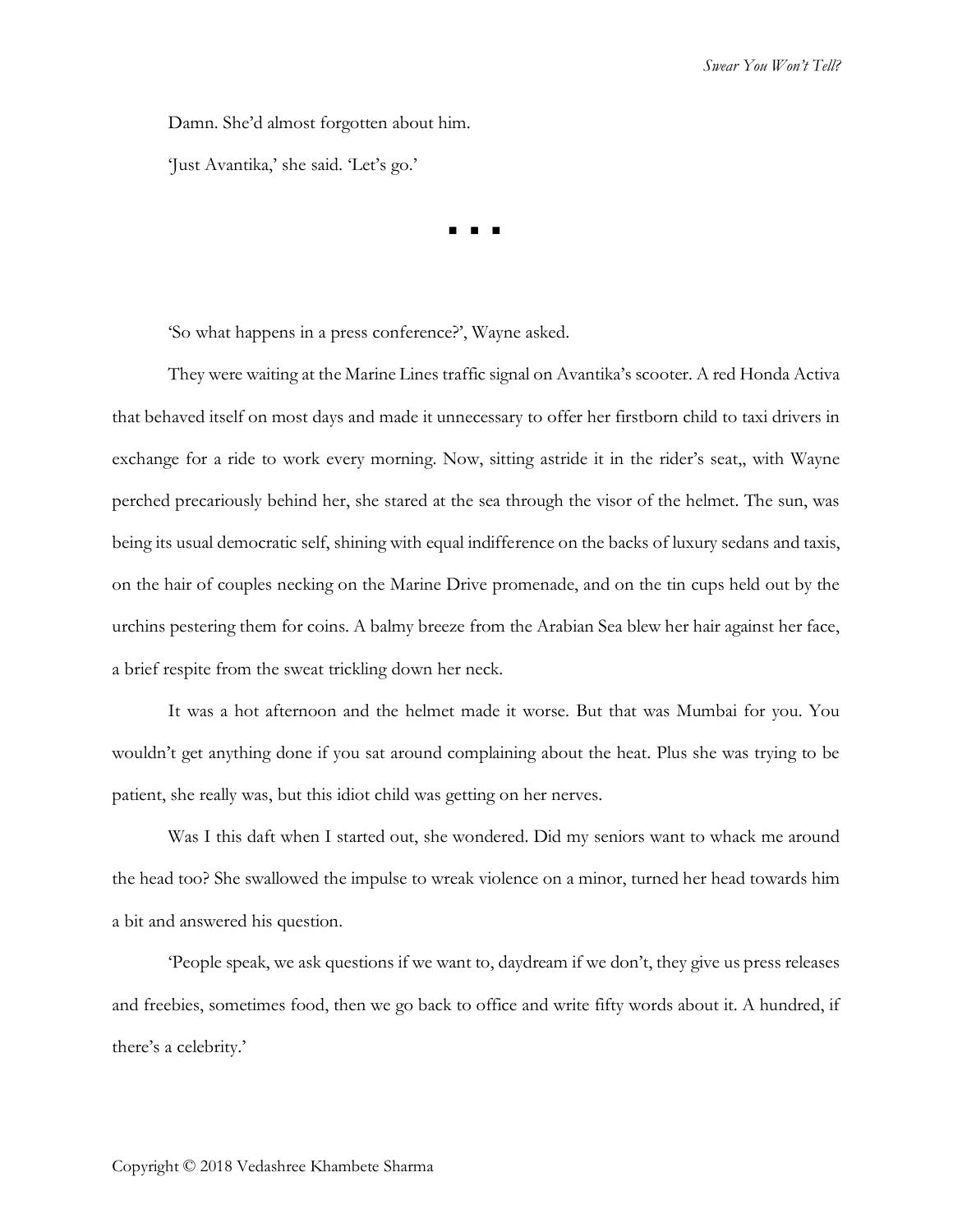Damn. She'd almost forgotten about him.

'Just Avantika,' she said. 'Let's go.'

■ ■ ■

'So what happens in a press conference?', Wayne asked.

They were waiting at the Marine Lines traffic signal on Avantika's scooter. A red Honda Activa that behaved itself on most days and made it unnecessary to offer her firstborn child to taxi drivers in exchange for a ride to work every morning. Now, sitting astride it in the rider's seat,, with Wayne perched precariously behind her, she stared at the sea through the visor of the helmet. The sun, was being its usual democratic self, shining with equal indifference on the backs of luxury sedans and taxis, on the hair of couples necking on the Marine Drive promenade, and on the tin cups held out by the urchins pestering them for coins. A balmy breeze from the Arabian Sea blew her hair against her face, a brief respite from the sweat trickling down her neck.

It was a hot afternoon and the helmet made it worse. But that was Mumbai for you. You wouldn't get anything done if you sat around complaining about the heat. Plus she was trying to be patient, she really was, but this idiot child was getting on her nerves.

Was I this daft when I started out, she wondered. Did my seniors want to whack me around the head too? She swallowed the impulse to wreak violence on a minor, turned her head towards him a bit and answered his question.

'People speak, we ask questions if we want to, daydream if we don't, they give us press releases and freebies, sometimes food, then we go back to office and write fifty words about it. A hundred, if there's a celebrity.'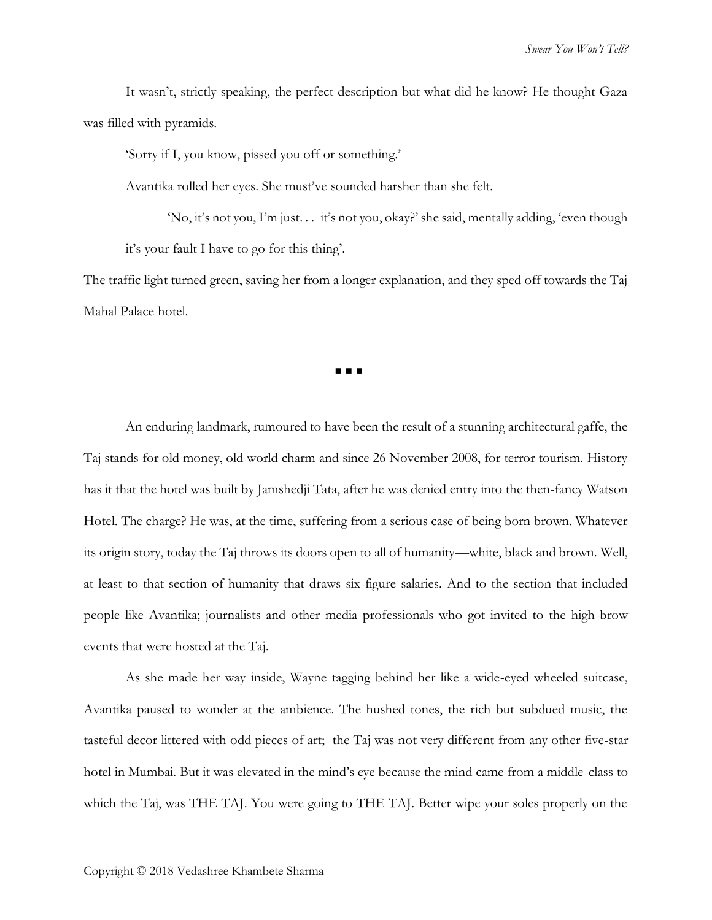It wasn't, strictly speaking, the perfect description but what did he know? He thought Gaza was filled with pyramids.

'Sorry if I, you know, pissed you off or something.'

Avantika rolled her eyes. She must've sounded harsher than she felt.

'No, it's not you, I'm just. . . it's not you, okay?' she said, mentally adding, 'even though it's your fault I have to go for this thing'.

The traffic light turned green, saving her from a longer explanation, and they sped off towards the Taj Mahal Palace hotel.

■ ■ ■

An enduring landmark, rumoured to have been the result of a stunning architectural gaffe, the Taj stands for old money, old world charm and since 26 November 2008, for terror tourism. History has it that the hotel was built by Jamshedji Tata, after he was denied entry into the then-fancy Watson Hotel. The charge? He was, at the time, suffering from a serious case of being born brown. Whatever its origin story, today the Taj throws its doors open to all of humanity—white, black and brown. Well, at least to that section of humanity that draws six-figure salaries. And to the section that included people like Avantika; journalists and other media professionals who got invited to the high-brow events that were hosted at the Taj.

As she made her way inside, Wayne tagging behind her like a wide-eyed wheeled suitcase, Avantika paused to wonder at the ambience. The hushed tones, the rich but subdued music, the tasteful decor littered with odd pieces of art; the Taj was not very different from any other five-star hotel in Mumbai. But it was elevated in the mind's eye because the mind came from a middle-class to which the Taj, was THE TAJ. You were going to THE TAJ. Better wipe your soles properly on the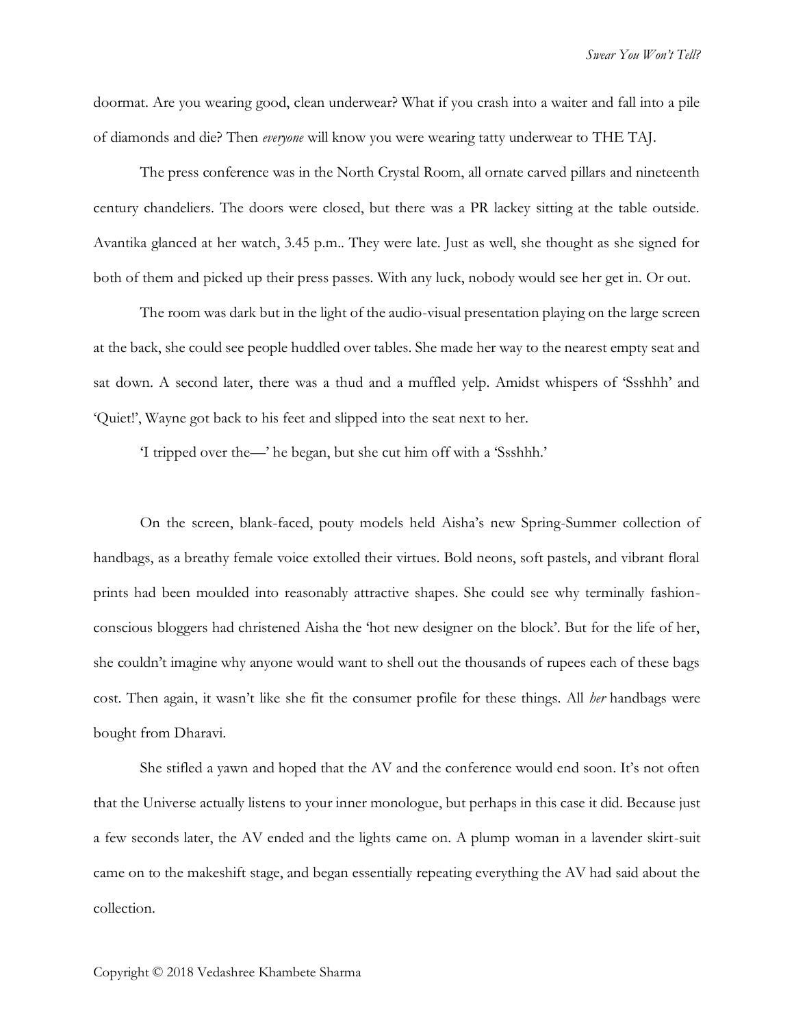doormat. Are you wearing good, clean underwear? What if you crash into a waiter and fall into a pile of diamonds and die? Then *everyone* will know you were wearing tatty underwear to THE TAJ.

The press conference was in the North Crystal Room, all ornate carved pillars and nineteenth century chandeliers. The doors were closed, but there was a PR lackey sitting at the table outside. Avantika glanced at her watch, 3.45 p.m.. They were late. Just as well, she thought as she signed for both of them and picked up their press passes. With any luck, nobody would see her get in. Or out.

The room was dark but in the light of the audio-visual presentation playing on the large screen at the back, she could see people huddled over tables. She made her way to the nearest empty seat and sat down. A second later, there was a thud and a muffled yelp. Amidst whispers of 'Ssshhh' and 'Quiet!', Wayne got back to his feet and slipped into the seat next to her.

'I tripped over the—' he began, but she cut him off with a 'Ssshhh.'

On the screen, blank-faced, pouty models held Aisha's new Spring-Summer collection of handbags, as a breathy female voice extolled their virtues. Bold neons, soft pastels, and vibrant floral prints had been moulded into reasonably attractive shapes. She could see why terminally fashion-conscious bloggers had christened Aisha the 'hot new designer on the block'. But for the life of her, she couldn't imagine why anyone would want to shell out the thousands of rupees each of these bags cost. Then again, it wasn't like she fit the consumer profile for these things. All *her* handbags were bought from Dharavi.

She stifled a yawn and hoped that the AV and the conference would end soon. It's not often that the Universe actually listens to your inner monologue, but perhaps in this case it did. Because just a few seconds later, the AV ended and the lights came on. A plump woman in a lavender skirt-suit came on to the makeshift stage, and began essentially repeating everything the AV had said about the collection.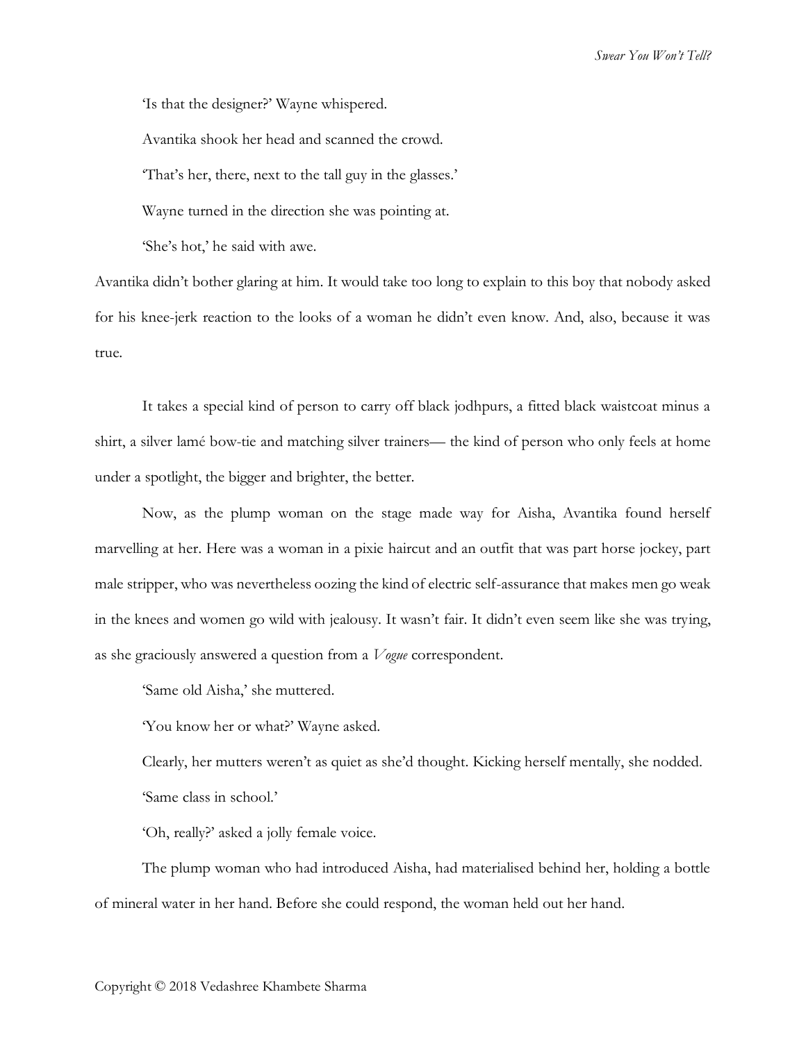'Is that the designer?' Wayne whispered.

Avantika shook her head and scanned the crowd.

'That's her, there, next to the tall guy in the glasses.'

Wayne turned in the direction she was pointing at.

'She's hot,' he said with awe.

Avantika didn't bother glaring at him. It would take too long to explain to this boy that nobody asked for his knee-jerk reaction to the looks of a woman he didn't even know. And, also, because it was true.

It takes a special kind of person to carry off black jodhpurs, a fitted black waistcoat minus a shirt, a silver lamé bow-tie and matching silver trainers— the kind of person who only feels at home under a spotlight, the bigger and brighter, the better.

Now, as the plump woman on the stage made way for Aisha, Avantika found herself marvelling at her. Here was a woman in a pixie haircut and an outfit that was part horse jockey, part male stripper, who was nevertheless oozing the kind of electric self-assurance that makes men go weak in the knees and women go wild with jealousy. It wasn't fair. It didn't even seem like she was trying, as she graciously answered a question from a *Vogue* correspondent.

'Same old Aisha,' she muttered.

'You know her or what?' Wayne asked.

Clearly, her mutters weren't as quiet as she'd thought. Kicking herself mentally, she nodded.

'Same class in school.'

'Oh, really?' asked a jolly female voice.

The plump woman who had introduced Aisha, had materialised behind her, holding a bottle of mineral water in her hand. Before she could respond, the woman held out her hand.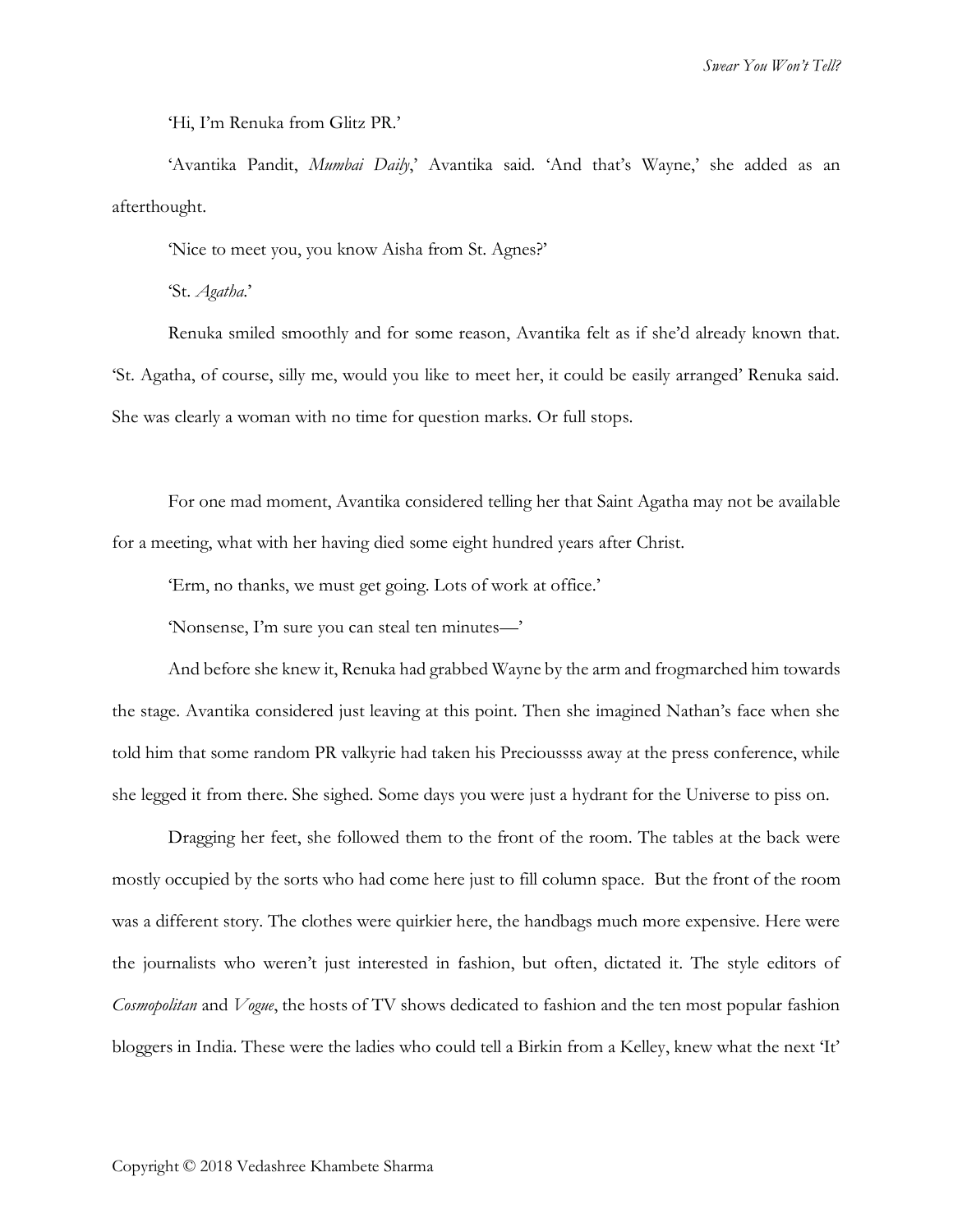'Hi, I'm Renuka from Glitz PR.'

'Avantika Pandit, *Mumbai Daily*,' Avantika said. 'And that's Wayne,' she added as an afterthought.

'Nice to meet you, you know Aisha from St. Agnes?'

'St. *Agatha*.'

Renuka smiled smoothly and for some reason, Avantika felt as if she'd already known that. 'St. Agatha, of course, silly me, would you like to meet her, it could be easily arranged' Renuka said. She was clearly a woman with no time for question marks. Or full stops.

For one mad moment, Avantika considered telling her that Saint Agatha may not be available for a meeting, what with her having died some eight hundred years after Christ.

'Erm, no thanks, we must get going. Lots of work at office.'

'Nonsense, I'm sure you can steal ten minutes—'

And before she knew it, Renuka had grabbed Wayne by the arm and frogmarched him towards the stage. Avantika considered just leaving at this point. Then she imagined Nathan's face when she told him that some random PR valkyrie had taken his Precioussss away at the press conference, while she legged it from there. She sighed. Some days you were just a hydrant for the Universe to piss on.

Dragging her feet, she followed them to the front of the room. The tables at the back were mostly occupied by the sorts who had come here just to fill column space. But the front of the room was a different story. The clothes were quirkier here, the handbags much more expensive. Here were the journalists who weren't just interested in fashion, but often, dictated it. The style editors of *Cosmopolitan* and *Vogue*, the hosts of TV shows dedicated to fashion and the ten most popular fashion bloggers in India. These were the ladies who could tell a Birkin from a Kelley, knew what the next 'It'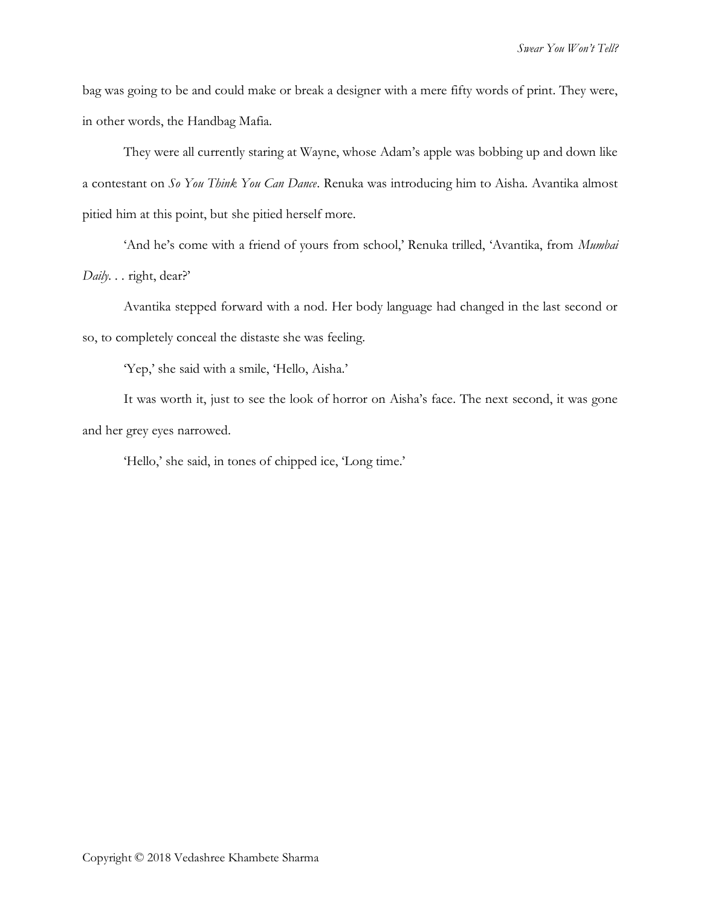bag was going to be and could make or break a designer with a mere fifty words of print. They were, in other words, the Handbag Mafia.

They were all currently staring at Wayne, whose Adam's apple was bobbing up and down like a contestant on *So You Think You Can Dance*. Renuka was introducing him to Aisha. Avantika almost pitied him at this point, but she pitied herself more.

'And he's come with a friend of yours from school,' Renuka trilled, 'Avantika, from *Mumbai Daily*. . . right, dear?'

Avantika stepped forward with a nod. Her body language had changed in the last second or so, to completely conceal the distaste she was feeling.

'Yep,' she said with a smile, 'Hello, Aisha.'

It was worth it, just to see the look of horror on Aisha's face. The next second, it was gone and her grey eyes narrowed.

'Hello,' she said, in tones of chipped ice, 'Long time.'

Copyright © 2018 Vedashree Khambete Sharma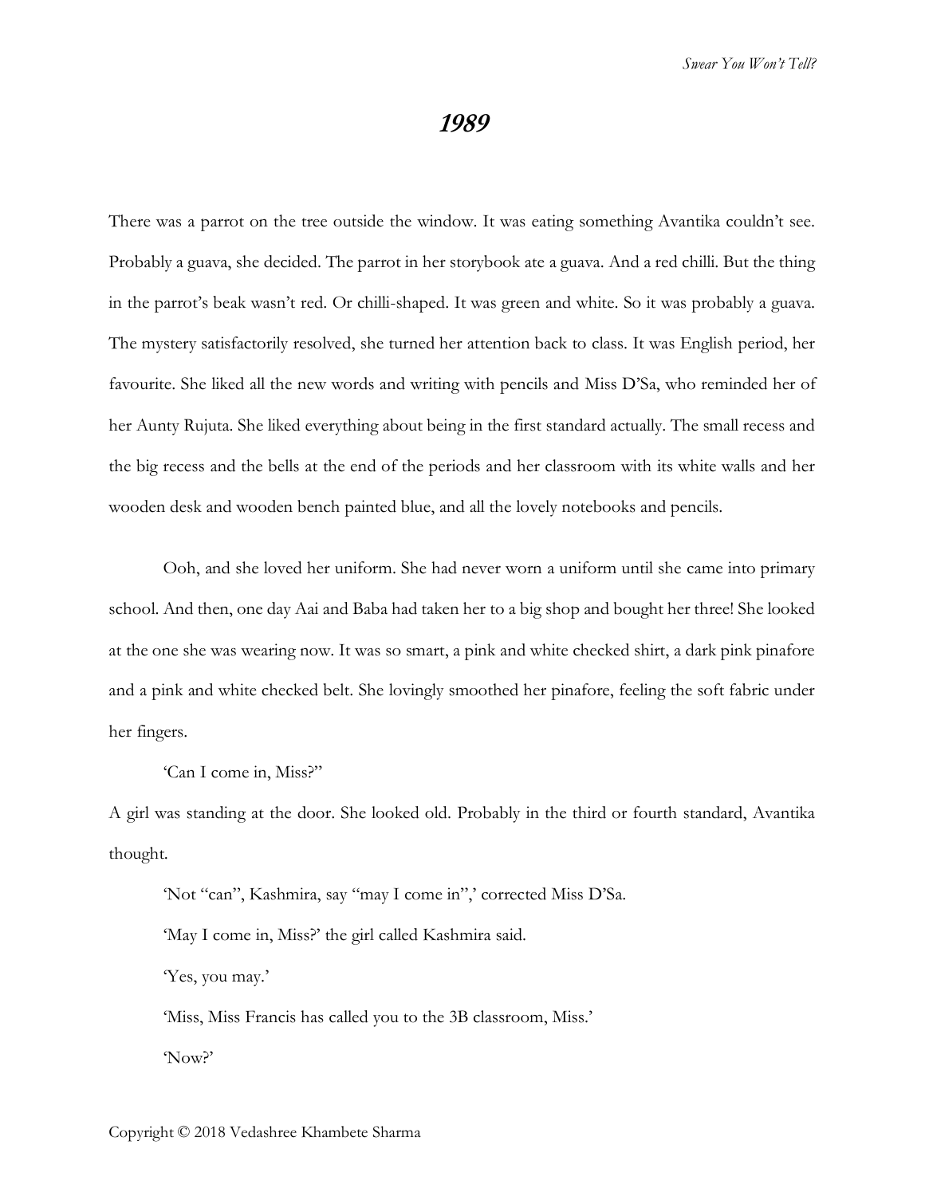# *1989*

There was a parrot on the tree outside the window. It was eating something Avantika couldn't see. Probably a guava, she decided. The parrot in her storybook ate a guava. And a red chilli. But the thing in the parrot's beak wasn't red. Or chilli-shaped. It was green and white. So it was probably a guava. The mystery satisfactorily resolved, she turned her attention back to class. It was English period, her favourite. She liked all the new words and writing with pencils and Miss D'Sa, who reminded her of her Aunty Rujuta. She liked everything about being in the first standard actually. The small recess and the big recess and the bells at the end of the periods and her classroom with its white walls and her wooden desk and wooden bench painted blue, and all the lovely notebooks and pencils.

Ooh, and she loved her uniform. She had never worn a uniform until she came into primary school. And then, one day Aai and Baba had taken her to a big shop and bought her three! She looked at the one she was wearing now. It was so smart, a pink and white checked shirt, a dark pink pinafore and a pink and white checked belt. She lovingly smoothed her pinafore, feeling the soft fabric under her fingers.

'Can I come in, Miss?"

A girl was standing at the door. She looked old. Probably in the third or fourth standard, Avantika thought.

'Not "can", Kashmira, say "may I come in",' corrected Miss D'Sa.

'May I come in, Miss?' the girl called Kashmira said.

'Yes, you may.'

'Miss, Miss Francis has called you to the 3B classroom, Miss.'

'Now?'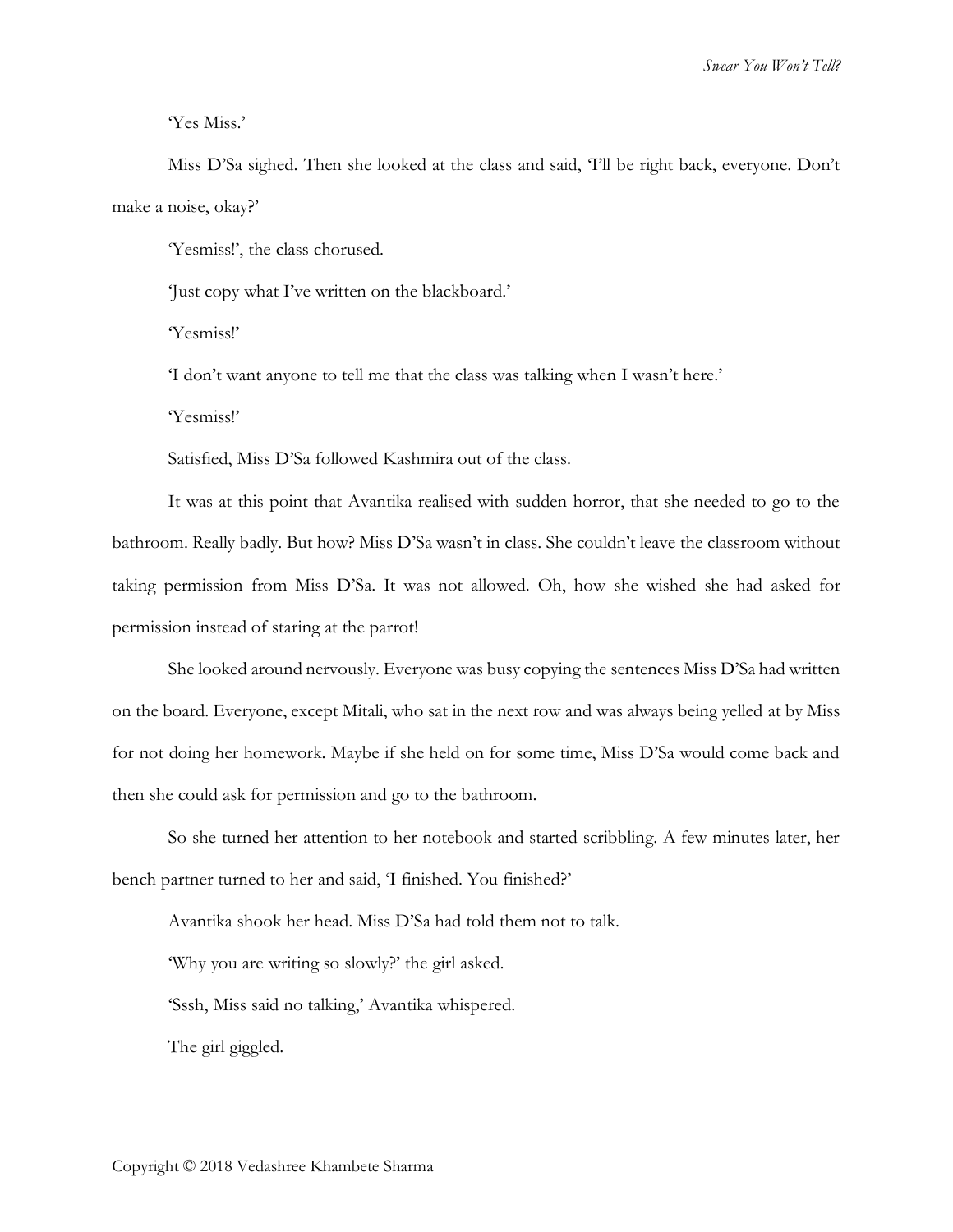'Yes Miss.'

Miss D'Sa sighed. Then she looked at the class and said, 'I'll be right back, everyone. Don't make a noise, okay?'

'Yesmiss!', the class chorused.

'Just copy what I've written on the blackboard.'

'Yesmiss!'

'I don't want anyone to tell me that the class was talking when I wasn't here.'

'Yesmiss!'

Satisfied, Miss D'Sa followed Kashmira out of the class.

It was at this point that Avantika realised with sudden horror, that she needed to go to the bathroom. Really badly. But how? Miss D'Sa wasn't in class. She couldn't leave the classroom without taking permission from Miss D'Sa. It was not allowed. Oh, how she wished she had asked for permission instead of staring at the parrot!

She looked around nervously. Everyone was busy copying the sentences Miss D'Sa had written on the board. Everyone, except Mitali, who sat in the next row and was always being yelled at by Miss for not doing her homework. Maybe if she held on for some time, Miss D'Sa would come back and then she could ask for permission and go to the bathroom.

So she turned her attention to her notebook and started scribbling. A few minutes later, her bench partner turned to her and said, 'I finished. You finished?'

Avantika shook her head. Miss D'Sa had told them not to talk.

'Why you are writing so slowly?' the girl asked.

'Sssh, Miss said no talking,' Avantika whispered.

The girl giggled.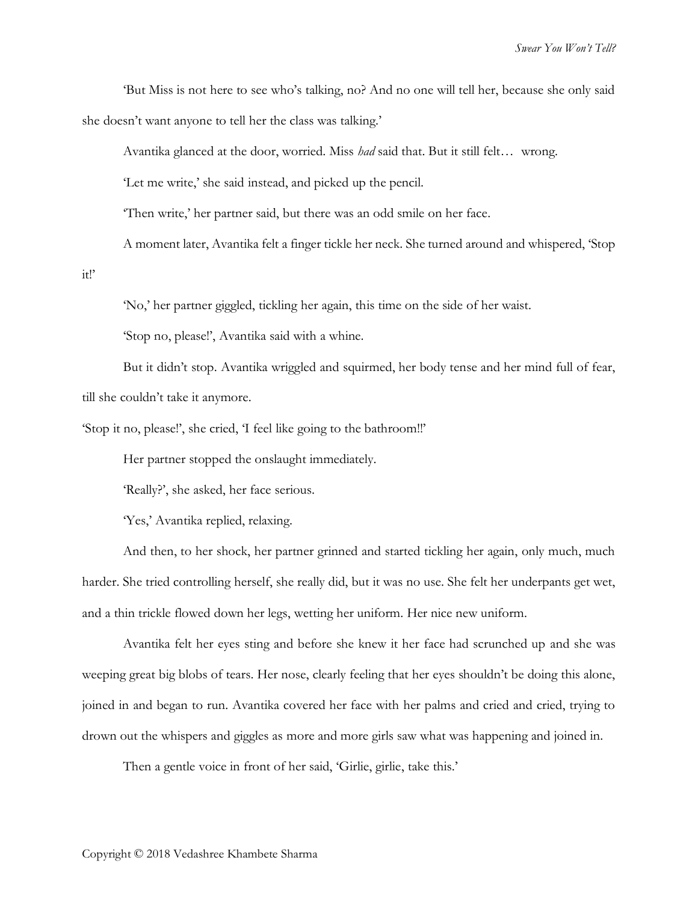'But Miss is not here to see who's talking, no? And no one will tell her, because she only said she doesn't want anyone to tell her the class was talking.'

Avantika glanced at the door, worried. Miss *had* said that. But it still felt… wrong.

'Let me write,' she said instead, and picked up the pencil.

'Then write,' her partner said, but there was an odd smile on her face.

A moment later, Avantika felt a finger tickle her neck. She turned around and whispered, 'Stop it!'

'No,' her partner giggled, tickling her again, this time on the side of her waist.

'Stop no, please!', Avantika said with a whine.

But it didn't stop. Avantika wriggled and squirmed, her body tense and her mind full of fear, till she couldn't take it anymore.

'Stop it no, please!', she cried, 'I feel like going to the bathroom!!'

Her partner stopped the onslaught immediately.

'Really?', she asked, her face serious.

'Yes,' Avantika replied, relaxing.

And then, to her shock, her partner grinned and started tickling her again, only much, much harder. She tried controlling herself, she really did, but it was no use. She felt her underpants get wet, and a thin trickle flowed down her legs, wetting her uniform. Her nice new uniform.

Avantika felt her eyes sting and before she knew it her face had scrunched up and she was weeping great big blobs of tears. Her nose, clearly feeling that her eyes shouldn't be doing this alone, joined in and began to run. Avantika covered her face with her palms and cried and cried, trying to drown out the whispers and giggles as more and more girls saw what was happening and joined in.

Then a gentle voice in front of her said, 'Girlie, girlie, take this.'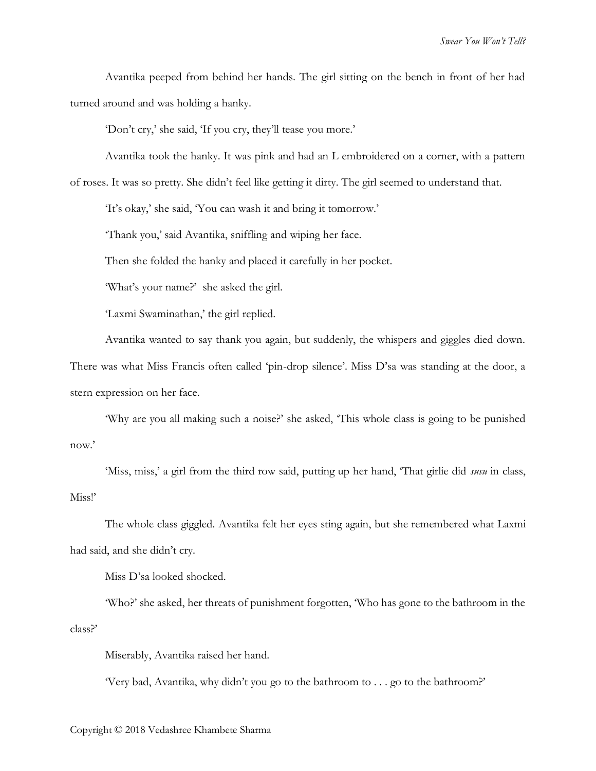Avantika peeped from behind her hands. The girl sitting on the bench in front of her had turned around and was holding a hanky.

'Don't cry,' she said, 'If you cry, they'll tease you more.'

Avantika took the hanky. It was pink and had an L embroidered on a corner, with a pattern of roses. It was so pretty. She didn't feel like getting it dirty. The girl seemed to understand that.

'It's okay,' she said, 'You can wash it and bring it tomorrow.'

'Thank you,' said Avantika, sniffling and wiping her face.

Then she folded the hanky and placed it carefully in her pocket.

'What's your name?' she asked the girl.

'Laxmi Swaminathan,' the girl replied.

Avantika wanted to say thank you again, but suddenly, the whispers and giggles died down. There was what Miss Francis often called 'pin-drop silence'. Miss D'sa was standing at the door, a stern expression on her face.

'Why are you all making such a noise?' she asked, 'This whole class is going to be punished now.'

'Miss, miss,' a girl from the third row said, putting up her hand, 'That girlie did *susu* in class, Miss!'

The whole class giggled. Avantika felt her eyes sting again, but she remembered what Laxmi had said, and she didn't cry.

Miss D'sa looked shocked.

'Who?' she asked, her threats of punishment forgotten, 'Who has gone to the bathroom in the class?'

Miserably, Avantika raised her hand.

'Very bad, Avantika, why didn't you go to the bathroom to . . . go to the bathroom?'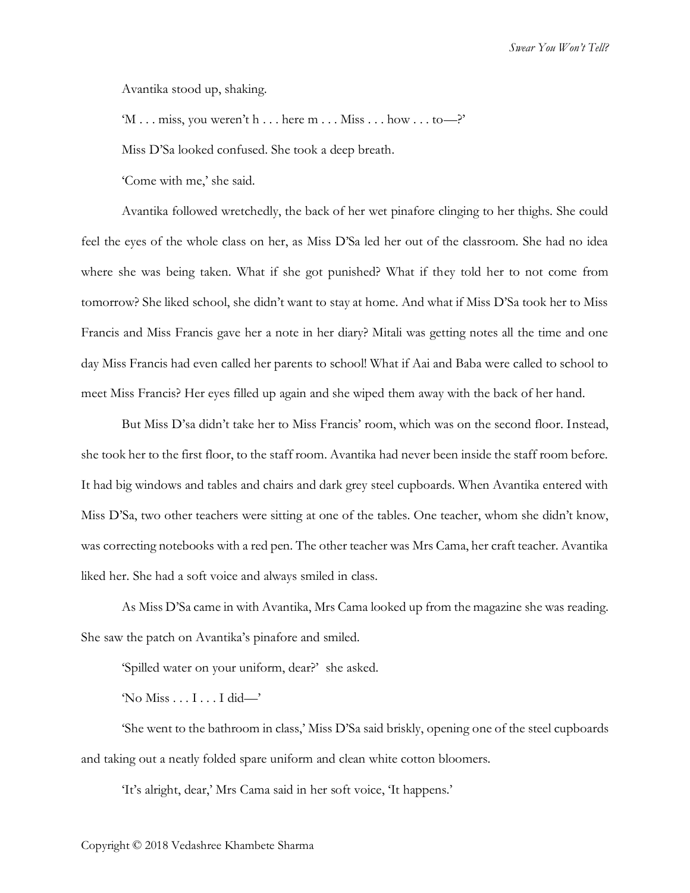Avantika stood up, shaking.

'M . . . miss, you weren't h . . . here m . . . Miss . . . how . . . to—?'

Miss D'Sa looked confused. She took a deep breath.

'Come with me,' she said.

Avantika followed wretchedly, the back of her wet pinafore clinging to her thighs. She could feel the eyes of the whole class on her, as Miss D'Sa led her out of the classroom. She had no idea where she was being taken. What if she got punished? What if they told her to not come from tomorrow? She liked school, she didn't want to stay at home. And what if Miss D'Sa took her to Miss Francis and Miss Francis gave her a note in her diary? Mitali was getting notes all the time and one day Miss Francis had even called her parents to school! What if Aai and Baba were called to school to meet Miss Francis? Her eyes filled up again and she wiped them away with the back of her hand.

But Miss D'sa didn't take her to Miss Francis' room, which was on the second floor. Instead, she took her to the first floor, to the staff room. Avantika had never been inside the staff room before. It had big windows and tables and chairs and dark grey steel cupboards. When Avantika entered with Miss D'Sa, two other teachers were sitting at one of the tables. One teacher, whom she didn't know, was correcting notebooks with a red pen. The other teacher was Mrs Cama, her craft teacher. Avantika liked her. She had a soft voice and always smiled in class.

As Miss D'Sa came in with Avantika, Mrs Cama looked up from the magazine she was reading. She saw the patch on Avantika's pinafore and smiled.

'Spilled water on your uniform, dear?' she asked.

'No Miss . . . I . . . I did—'

'She went to the bathroom in class,' Miss D'Sa said briskly, opening one of the steel cupboards and taking out a neatly folded spare uniform and clean white cotton bloomers.

'It's alright, dear,' Mrs Cama said in her soft voice, 'It happens.'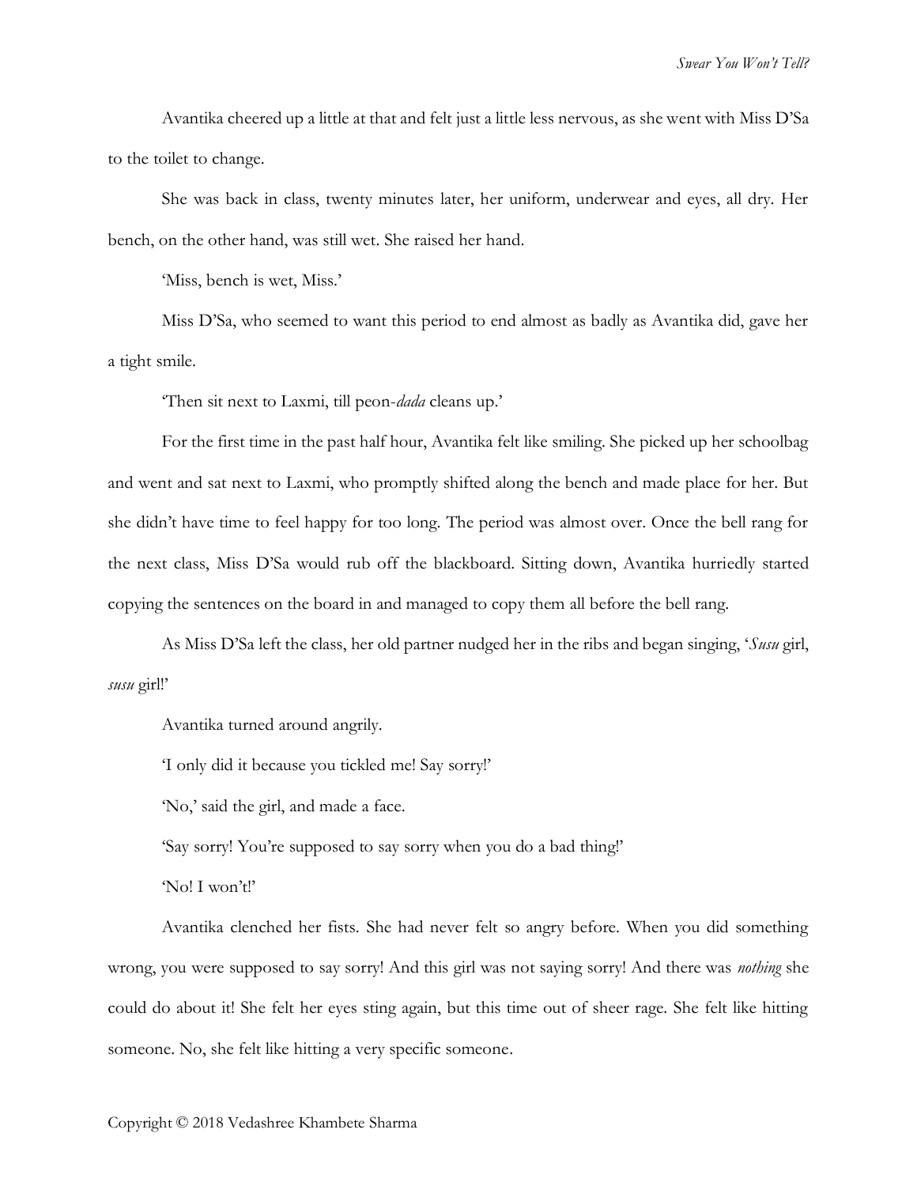Avantika cheered up a little at that and felt just a little less nervous, as she went with Miss D'Sa to the toilet to change.

She was back in class, twenty minutes later, her uniform, underwear and eyes, all dry. Her bench, on the other hand, was still wet. She raised her hand.

'Miss, bench is wet, Miss.'

Miss D'Sa, who seemed to want this period to end almost as badly as Avantika did, gave her a tight smile.

'Then sit next to Laxmi, till peon-*dada* cleans up.'

For the first time in the past half hour, Avantika felt like smiling. She picked up her schoolbag and went and sat next to Laxmi, who promptly shifted along the bench and made place for her. But she didn't have time to feel happy for too long. The period was almost over. Once the bell rang for the next class, Miss D'Sa would rub off the blackboard. Sitting down, Avantika hurriedly started copying the sentences on the board in and managed to copy them all before the bell rang.

As Miss D'Sa left the class, her old partner nudged her in the ribs and began singing, '*Susu* girl, *susu* girl!'

Avantika turned around angrily.

'I only did it because you tickled me! Say sorry!'

'No,' said the girl, and made a face.

'Say sorry! You're supposed to say sorry when you do a bad thing!'

'No! I won't!'

Avantika clenched her fists. She had never felt so angry before. When you did something wrong, you were supposed to say sorry! And this girl was not saying sorry! And there was *nothing* she could do about it! She felt her eyes sting again, but this time out of sheer rage. She felt like hitting someone. No, she felt like hitting a very specific someone.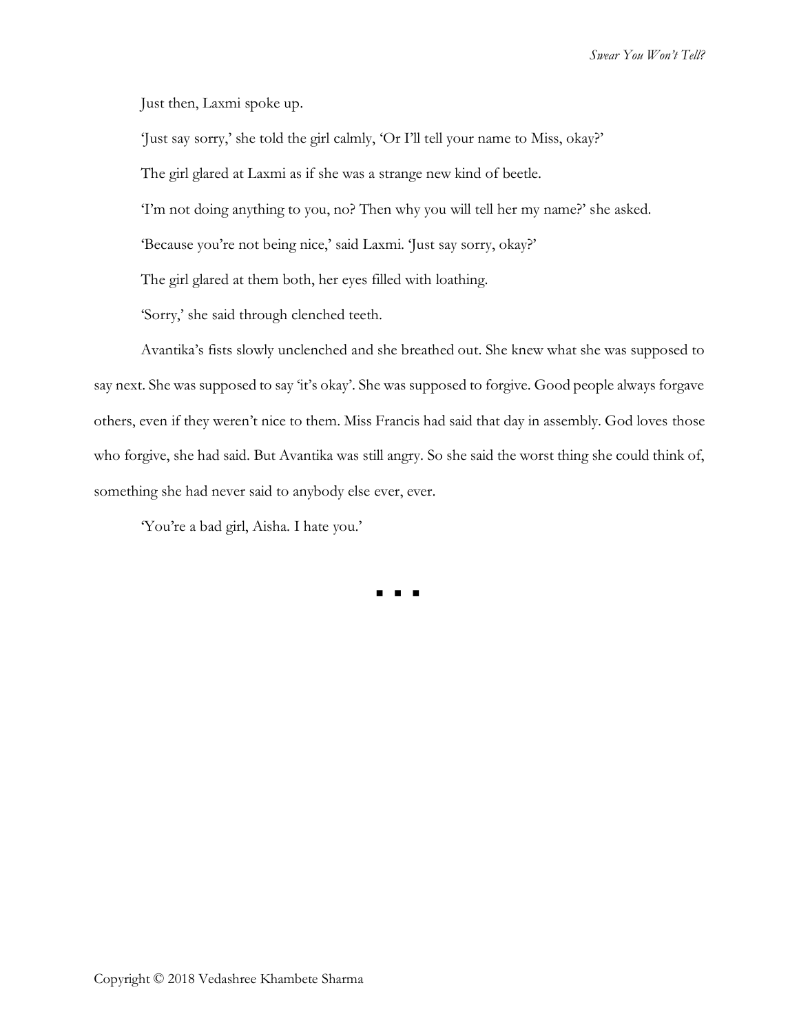Just then, Laxmi spoke up.

'Just say sorry,' she told the girl calmly, 'Or I'll tell your name to Miss, okay?'

The girl glared at Laxmi as if she was a strange new kind of beetle.

'I'm not doing anything to you, no? Then why you will tell her my name?' she asked.

'Because you're not being nice,' said Laxmi. 'Just say sorry, okay?'

The girl glared at them both, her eyes filled with loathing.

'Sorry,' she said through clenched teeth.

Avantika's fists slowly unclenched and she breathed out. She knew what she was supposed to say next. She was supposed to say 'it's okay'. She was supposed to forgive. Good people always forgave others, even if they weren't nice to them. Miss Francis had said that day in assembly. God loves those who forgive, she had said. But Avantika was still angry. So she said the worst thing she could think of, something she had never said to anybody else ever, ever.

'You're a bad girl, Aisha. I hate you.'

▪ ▪ ▪

Copyright © 2018 Vedashree Khambete Sharma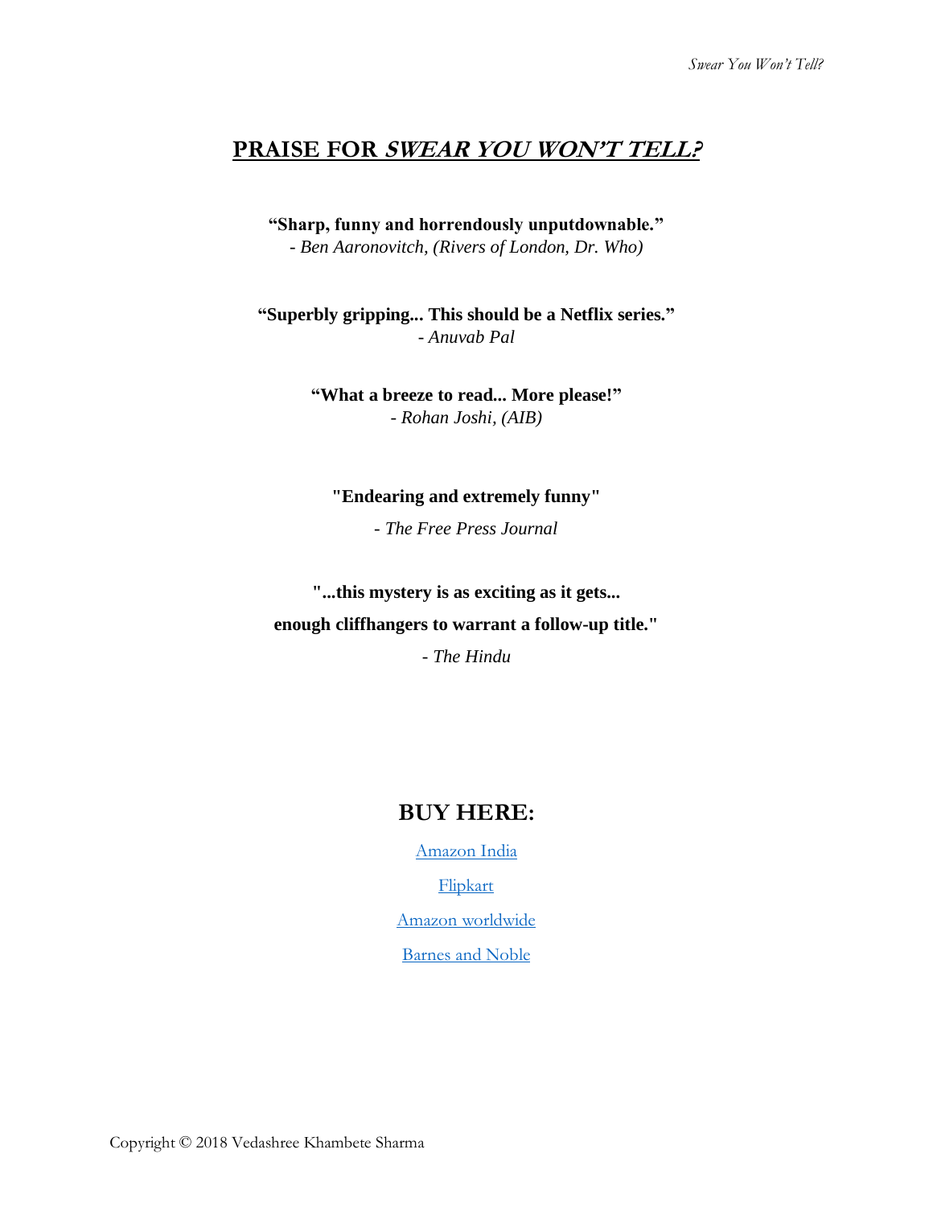## PRAISE FOR *SWEAR YOU WON'T TELL?*

**"Sharp, funny and horrendously unputdownable."**
*- Ben Aaronovitch, (Rivers of London, Dr. Who)*

**"Superbly gripping... This should be a Netflix series."**
*- Anuvab Pal*

**"What a breeze to read... More please!"**
*- Rohan Joshi, (AIB)*

**"Endearing and extremely funny"**

*- The Free Press Journal*

**"...this mystery is as exciting as it gets...**

**enough cliffhangers to warrant a follow-up title."**

*- The Hindu*

## BUY HERE:

Amazon India

Flipkart

Amazon worldwide

Barnes and Noble

Copyright © 2018 Vedashree Khambete Sharma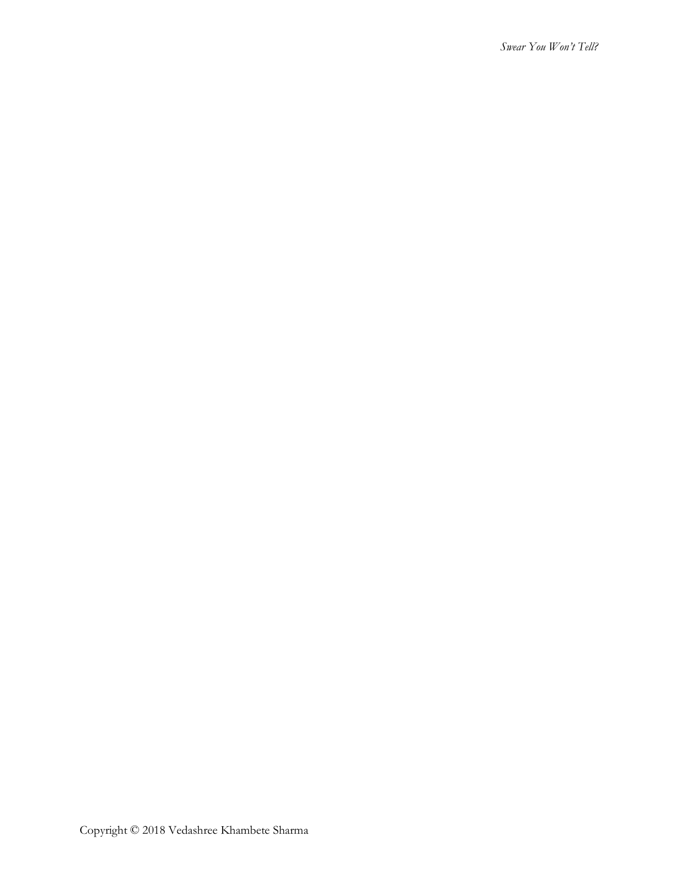Copyright © 2018 Vedashree Khambete Sharma